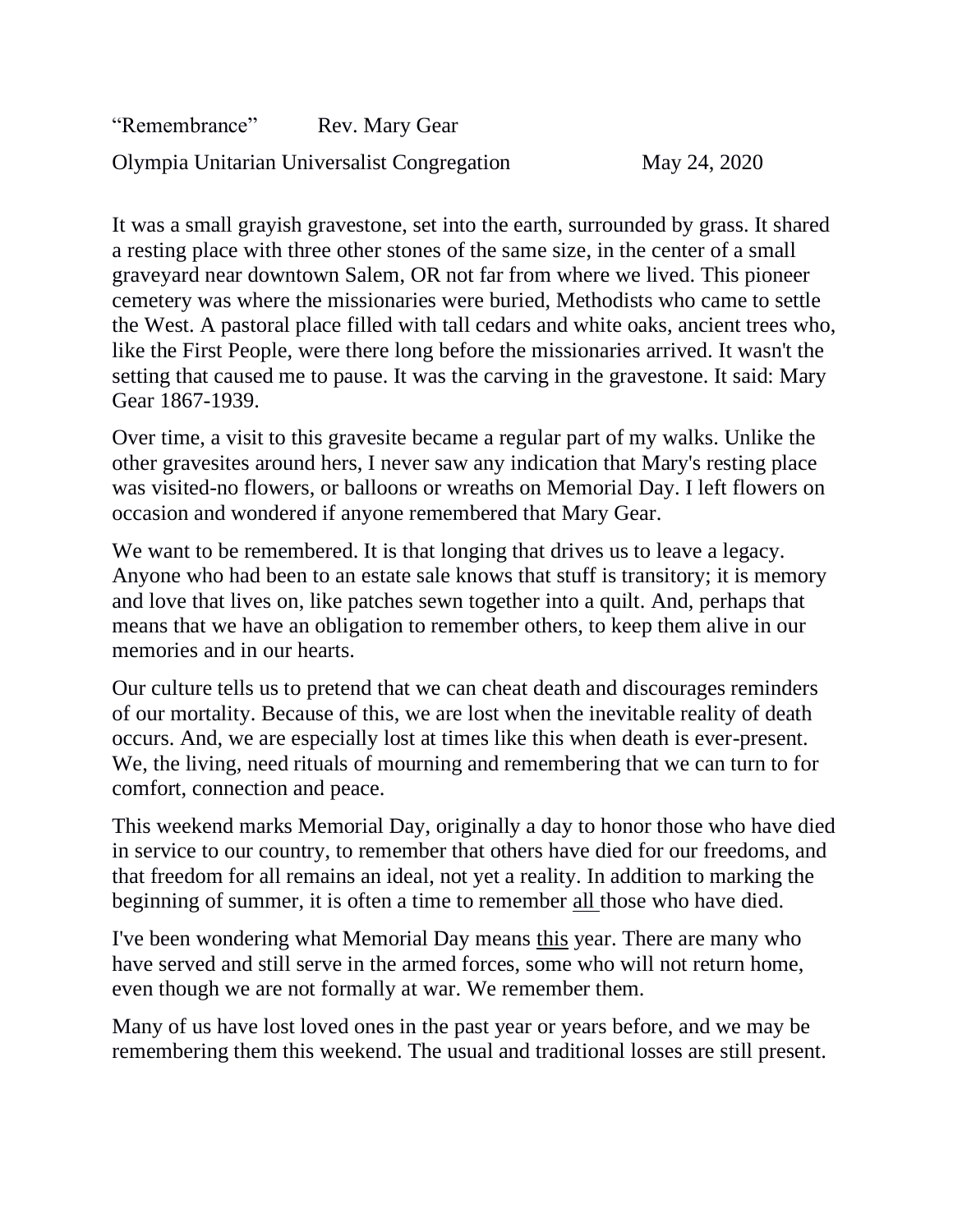"Remembrance" Rev. Mary Gear

Olympia Unitarian Universalist Congregation May 24, 2020

It was a small grayish gravestone, set into the earth, surrounded by grass. It shared a resting place with three other stones of the same size, in the center of a small graveyard near downtown Salem, OR not far from where we lived. This pioneer cemetery was where the missionaries were buried, Methodists who came to settle the West. A pastoral place filled with tall cedars and white oaks, ancient trees who, like the First People, were there long before the missionaries arrived. It wasn't the setting that caused me to pause. It was the carving in the gravestone. It said: Mary Gear 1867-1939.

Over time, a visit to this gravesite became a regular part of my walks. Unlike the other gravesites around hers, I never saw any indication that Mary's resting place was visited-no flowers, or balloons or wreaths on Memorial Day. I left flowers on occasion and wondered if anyone remembered that Mary Gear.

We want to be remembered. It is that longing that drives us to leave a legacy. Anyone who had been to an estate sale knows that stuff is transitory; it is memory and love that lives on, like patches sewn together into a quilt. And, perhaps that means that we have an obligation to remember others, to keep them alive in our memories and in our hearts.

Our culture tells us to pretend that we can cheat death and discourages reminders of our mortality. Because of this, we are lost when the inevitable reality of death occurs. And, we are especially lost at times like this when death is ever-present. We, the living, need rituals of mourning and remembering that we can turn to for comfort, connection and peace.

This weekend marks Memorial Day, originally a day to honor those who have died in service to our country, to remember that others have died for our freedoms, and that freedom for all remains an ideal, not yet a reality. In addition to marking the beginning of summer, it is often a time to remember <u>all</u> those who have died.

I've been wondering what Memorial Day means <u>this</u> year. There are many who have served and still serve in the armed forces, some who will not return home, even though we are not formally at war. We remember them.

Many of us have lost loved ones in the past year or years before, and we may be remembering them this weekend. The usual and traditional losses are still present.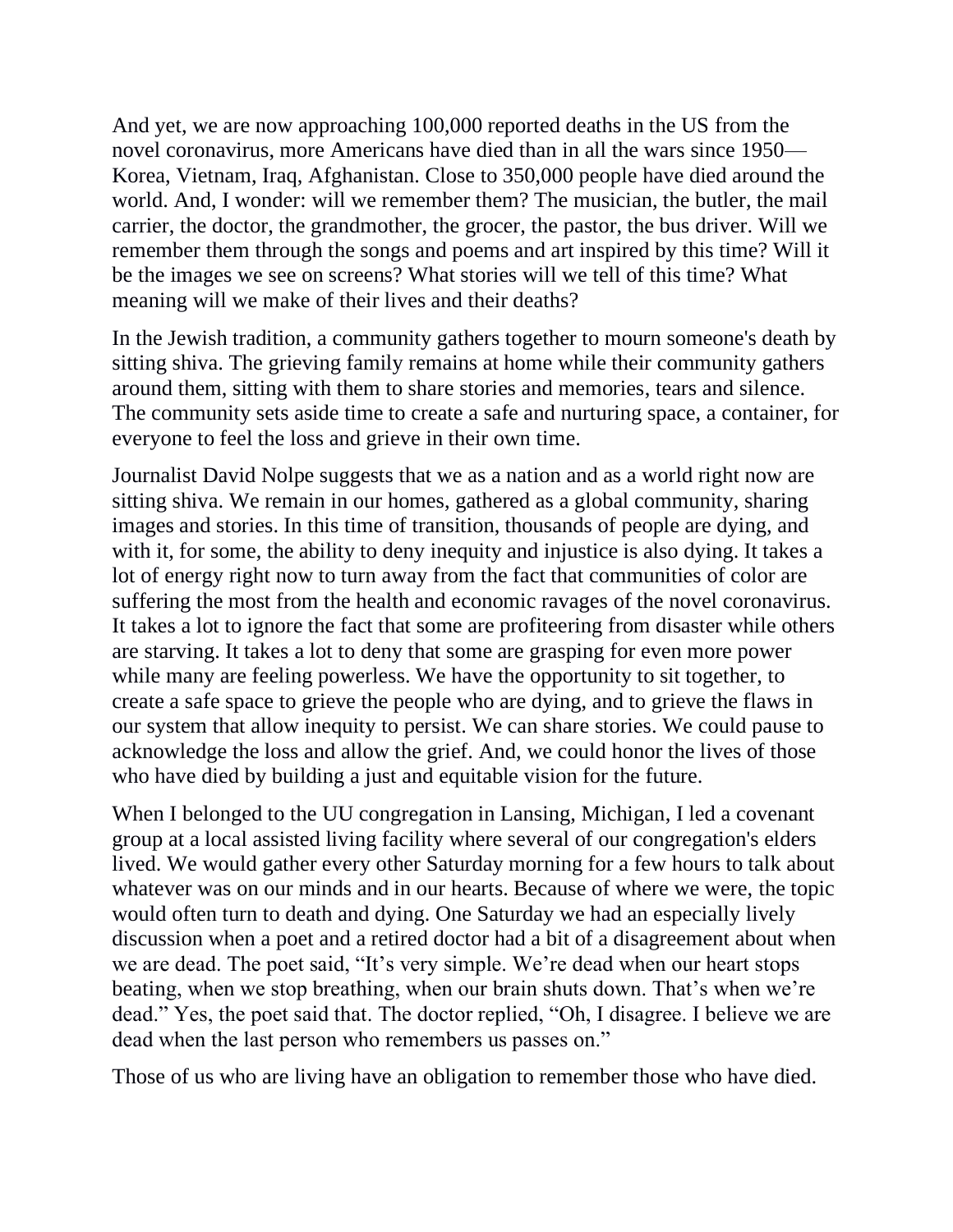And yet, we are now approaching 100,000 reported deaths in the US from the novel coronavirus, more Americans have died than in all the wars since 1950—Korea, Vietnam, Iraq, Afghanistan. Close to 350,000 people have died around the world. And, I wonder: will we remember them? The musician, the butler, the mail carrier, the doctor, the grandmother, the grocer, the pastor, the bus driver. Will we remember them through the songs and poems and art inspired by this time? Will it be the images we see on screens? What stories will we tell of this time? What meaning will we make of their lives and their deaths?

In the Jewish tradition, a community gathers together to mourn someone's death by sitting shiva. The grieving family remains at home while their community gathers around them, sitting with them to share stories and memories, tears and silence. The community sets aside time to create a safe and nurturing space, a container, for everyone to feel the loss and grieve in their own time.

Journalist David Nolpe suggests that we as a nation and as a world right now are sitting shiva. We remain in our homes, gathered as a global community, sharing images and stories. In this time of transition, thousands of people are dying, and with it, for some, the ability to deny inequity and injustice is also dying. It takes a lot of energy right now to turn away from the fact that communities of color are suffering the most from the health and economic ravages of the novel coronavirus. It takes a lot to ignore the fact that some are profiteering from disaster while others are starving. It takes a lot to deny that some are grasping for even more power while many are feeling powerless. We have the opportunity to sit together, to create a safe space to grieve the people who are dying, and to grieve the flaws in our system that allow inequity to persist. We can share stories. We could pause to acknowledge the loss and allow the grief. And, we could honor the lives of those who have died by building a just and equitable vision for the future.

When I belonged to the UU congregation in Lansing, Michigan, I led a covenant group at a local assisted living facility where several of our congregation's elders lived. We would gather every other Saturday morning for a few hours to talk about whatever was on our minds and in our hearts. Because of where we were, the topic would often turn to death and dying. One Saturday we had an especially lively discussion when a poet and a retired doctor had a bit of a disagreement about when we are dead. The poet said, "It's very simple. We're dead when our heart stops beating, when we stop breathing, when our brain shuts down. That's when we're dead." Yes, the poet said that. The doctor replied, "Oh, I disagree. I believe we are dead when the last person who remembers us passes on."

Those of us who are living have an obligation to remember those who have died.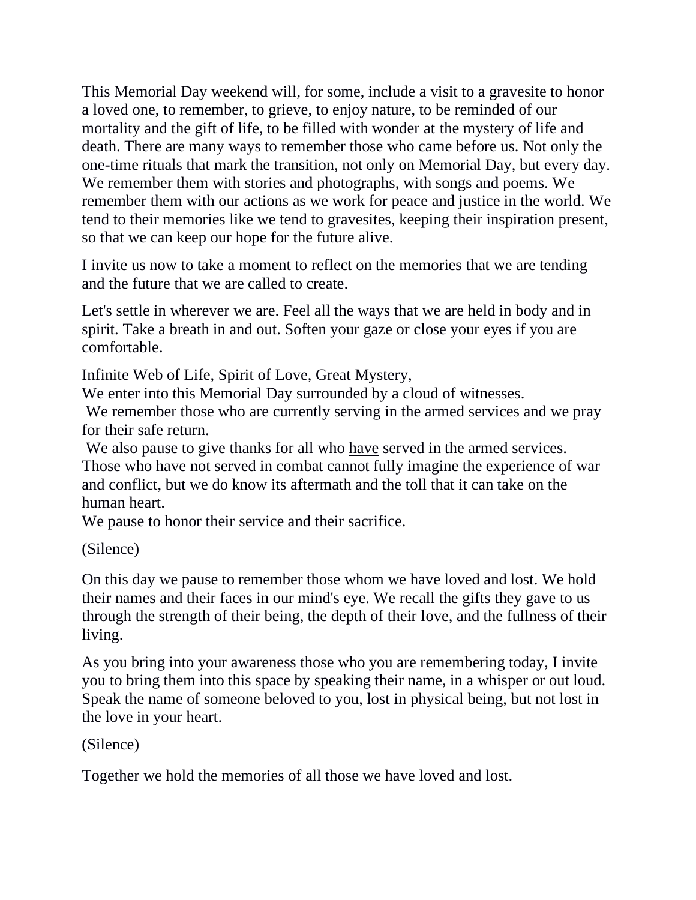This Memorial Day weekend will, for some, include a visit to a gravesite to honor a loved one, to remember, to grieve, to enjoy nature, to be reminded of our mortality and the gift of life, to be filled with wonder at the mystery of life and death. There are many ways to remember those who came before us. Not only the one-time rituals that mark the transition, not only on Memorial Day, but every day. We remember them with stories and photographs, with songs and poems. We remember them with our actions as we work for peace and justice in the world. We tend to their memories like we tend to gravesites, keeping their inspiration present, so that we can keep our hope for the future alive.

I invite us now to take a moment to reflect on the memories that we are tending and the future that we are called to create.

Let's settle in wherever we are. Feel all the ways that we are held in body and in spirit. Take a breath in and out. Soften your gaze or close your eyes if you are comfortable.

Infinite Web of Life, Spirit of Love, Great Mystery,
We enter into this Memorial Day surrounded by a cloud of witnesses.
We remember those who are currently serving in the armed services and we pray for their safe return.
We also pause to give thanks for all who <u>have</u> served in the armed services. Those who have not served in combat cannot fully imagine the experience of war and conflict, but we do know its aftermath and the toll that it can take on the human heart.
We pause to honor their service and their sacrifice.

(Silence)

On this day we pause to remember those whom we have loved and lost. We hold their names and their faces in our mind's eye. We recall the gifts they gave to us through the strength of their being, the depth of their love, and the fullness of their living.

As you bring into your awareness those who you are remembering today, I invite you to bring them into this space by speaking their name, in a whisper or out loud. Speak the name of someone beloved to you, lost in physical being, but not lost in the love in your heart.

(Silence)

Together we hold the memories of all those we have loved and lost.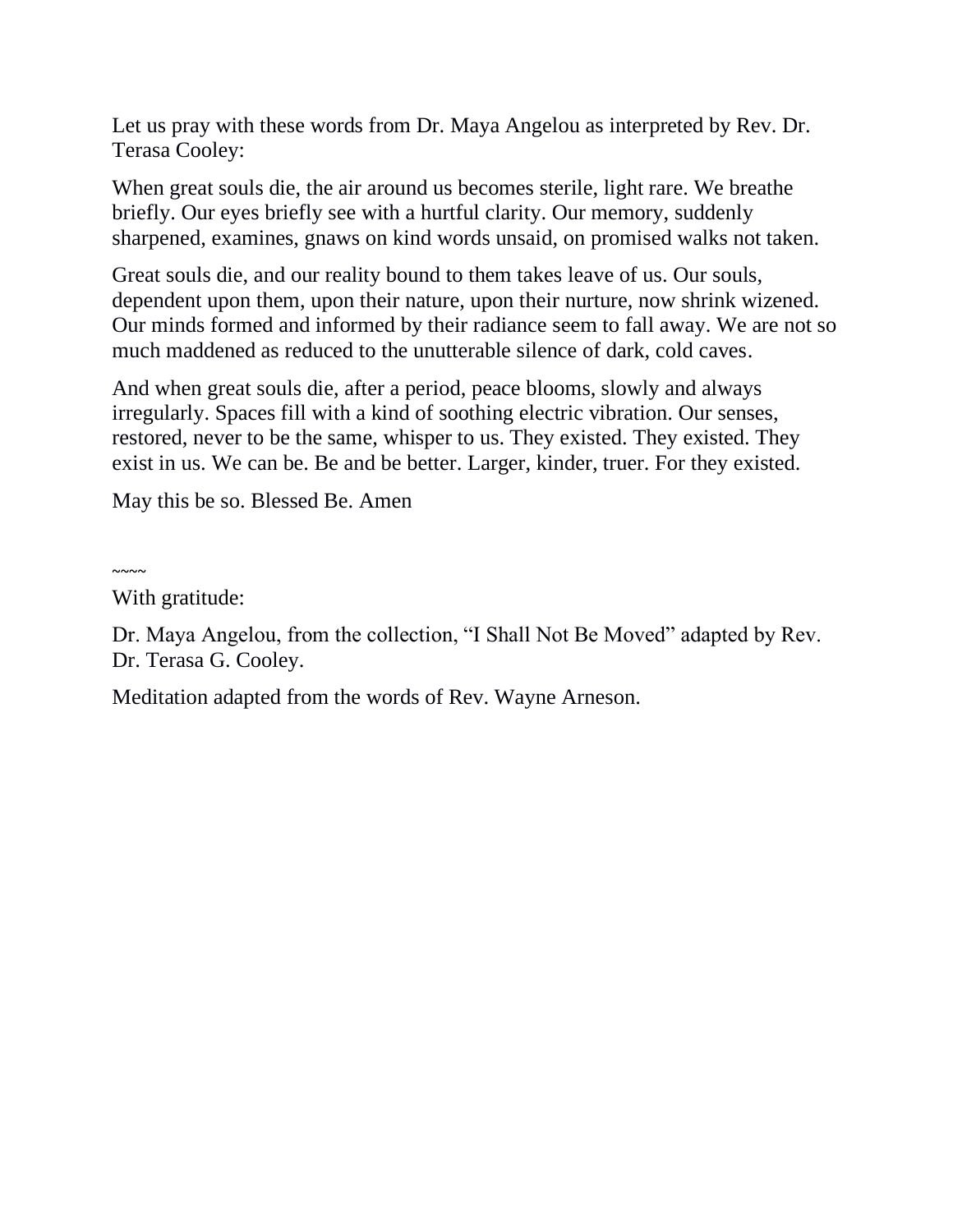Let us pray with these words from Dr. Maya Angelou as interpreted by Rev. Dr. Terasa Cooley:

When great souls die, the air around us becomes sterile, light rare. We breathe briefly. Our eyes briefly see with a hurtful clarity. Our memory, suddenly sharpened, examines, gnaws on kind words unsaid, on promised walks not taken.

Great souls die, and our reality bound to them takes leave of us. Our souls, dependent upon them, upon their nature, upon their nurture, now shrink wizened. Our minds formed and informed by their radiance seem to fall away. We are not so much maddened as reduced to the unutterable silence of dark, cold caves.

And when great souls die, after a period, peace blooms, slowly and always irregularly. Spaces fill with a kind of soothing electric vibration. Our senses, restored, never to be the same, whisper to us. They existed. They existed. They exist in us. We can be. Be and be better. Larger, kinder, truer. For they existed.

May this be so. Blessed Be. Amen

~~~~

With gratitude:

Dr. Maya Angelou, from the collection, "I Shall Not Be Moved" adapted by Rev. Dr. Terasa G. Cooley.

Meditation adapted from the words of Rev. Wayne Arneson.